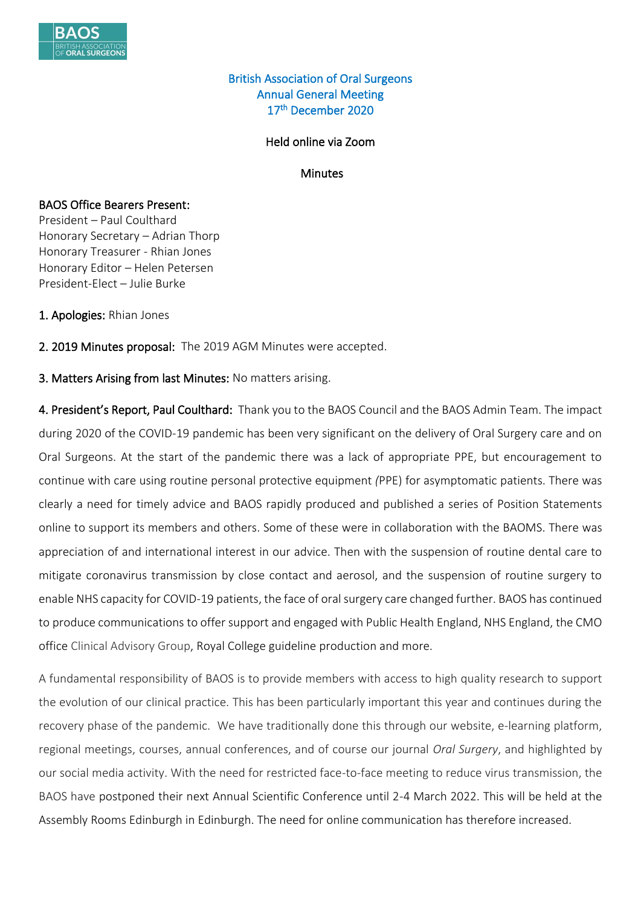British Association of Oral Surgeons
Annual General Meeting
17th December 2020

Held online via Zoom

Minutes

**BAOS Office Bearers Present:**
President – Paul Coulthard
Honorary Secretary – Adrian Thorp
Honorary Treasurer - Rhian Jones
Honorary Editor – Helen Petersen
President-Elect – Julie Burke

**1. Apologies:** Rhian Jones

**2. 2019 Minutes proposal:** The 2019 AGM Minutes were accepted.

**3. Matters Arising from last Minutes:** No matters arising.

**4. President's Report, Paul Coulthard:** Thank you to the BAOS Council and the BAOS Admin Team. The impact during 2020 of the COVID-19 pandemic has been very significant on the delivery of Oral Surgery care and on Oral Surgeons. At the start of the pandemic there was a lack of appropriate PPE, but encouragement to continue with care using routine personal protective equipment (PPE) for asymptomatic patients. There was clearly a need for timely advice and BAOS rapidly produced and published a series of Position Statements online to support its members and others. Some of these were in collaboration with the BAOMS. There was appreciation of and international interest in our advice. Then with the suspension of routine dental care to mitigate coronavirus transmission by close contact and aerosol, and the suspension of routine surgery to enable NHS capacity for COVID-19 patients, the face of oral surgery care changed further. BAOS has continued to produce communications to offer support and engaged with Public Health England, NHS England, the CMO office Clinical Advisory Group, Royal College guideline production and more.

A fundamental responsibility of BAOS is to provide members with access to high quality research to support the evolution of our clinical practice. This has been particularly important this year and continues during the recovery phase of the pandemic. We have traditionally done this through our website, e-learning platform, regional meetings, courses, annual conferences, and of course our journal *Oral Surgery*, and highlighted by our social media activity. With the need for restricted face-to-face meeting to reduce virus transmission, the BAOS have postponed their next Annual Scientific Conference until 2-4 March 2022. This will be held at the Assembly Rooms Edinburgh in Edinburgh. The need for online communication has therefore increased.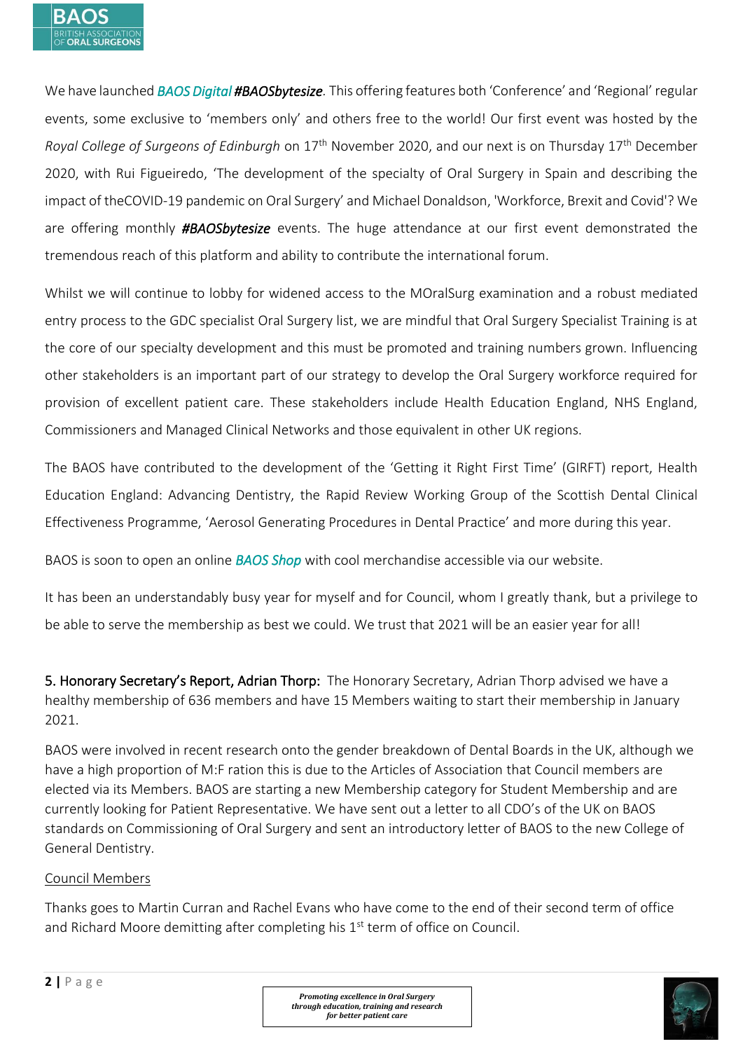We have launched *BAOS Digital* ***#BAOSbytesize***. This offering features both 'Conference' and 'Regional' regular events, some exclusive to 'members only' and others free to the world! Our first event was hosted by the *Royal College of Surgeons of Edinburgh* on 17th November 2020, and our next is on Thursday 17th December 2020, with Rui Figueiredo, 'The development of the specialty of Oral Surgery in Spain and describing the impact of theCOVID-19 pandemic on Oral Surgery' and Michael Donaldson, 'Workforce, Brexit and Covid'? We are offering monthly ***#BAOSbytesize*** events. The huge attendance at our first event demonstrated the tremendous reach of this platform and ability to contribute the international forum.

Whilst we will continue to lobby for widened access to the MOralSurg examination and a robust mediated entry process to the GDC specialist Oral Surgery list, we are mindful that Oral Surgery Specialist Training is at the core of our specialty development and this must be promoted and training numbers grown. Influencing other stakeholders is an important part of our strategy to develop the Oral Surgery workforce required for provision of excellent patient care. These stakeholders include Health Education England, NHS England, Commissioners and Managed Clinical Networks and those equivalent in other UK regions.

The BAOS have contributed to the development of the 'Getting it Right First Time' (GIRFT) report, Health Education England: Advancing Dentistry, the Rapid Review Working Group of the Scottish Dental Clinical Effectiveness Programme, 'Aerosol Generating Procedures in Dental Practice' and more during this year.

BAOS is soon to open an online *BAOS Shop* with cool merchandise accessible via our website.

It has been an understandably busy year for myself and for Council, whom I greatly thank, but a privilege to be able to serve the membership as best we could. We trust that 2021 will be an easier year for all!

**5. Honorary Secretary's Report, Adrian Thorp:** The Honorary Secretary, Adrian Thorp advised we have a healthy membership of 636 members and have 15 Members waiting to start their membership in January 2021.

BAOS were involved in recent research onto the gender breakdown of Dental Boards in the UK, although we have a high proportion of M:F ration this is due to the Articles of Association that Council members are elected via its Members. BAOS are starting a new Membership category for Student Membership and are currently looking for Patient Representative. We have sent out a letter to all CDO's of the UK on BAOS standards on Commissioning of Oral Surgery and sent an introductory letter of BAOS to the new College of General Dentistry.

Council Members

Thanks goes to Martin Curran and Rachel Evans who have come to the end of their second term of office and Richard Moore demitting after completing his 1st term of office on Council.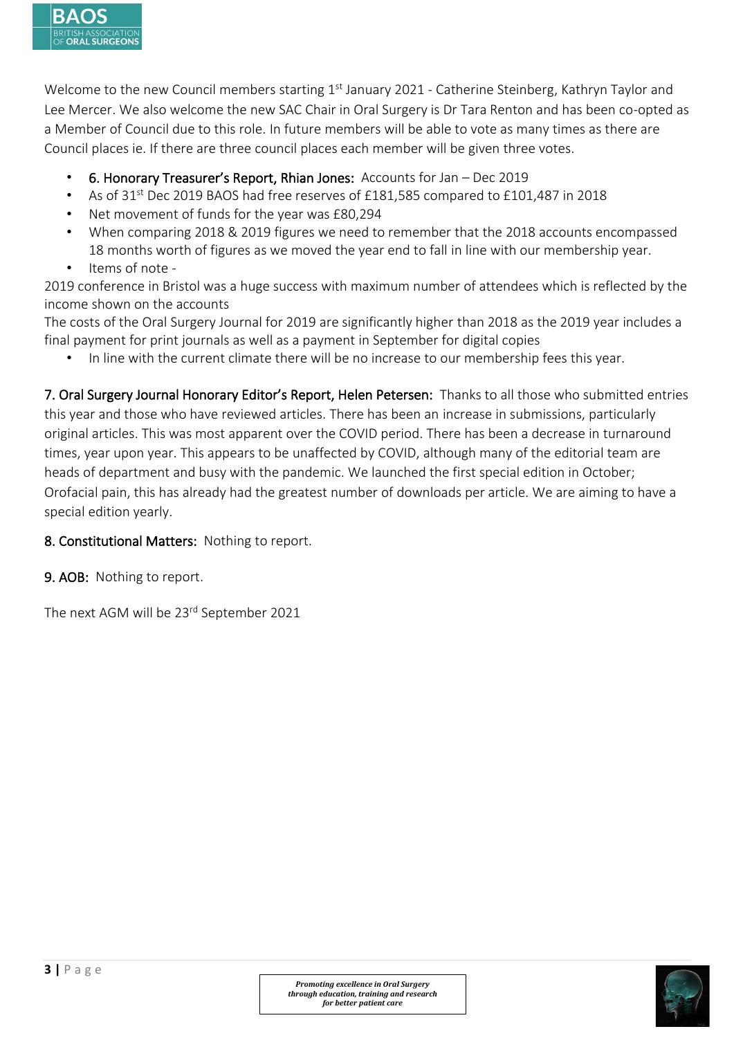Welcome to the new Council members starting 1st January 2021 - Catherine Steinberg, Kathryn Taylor and Lee Mercer. We also welcome the new SAC Chair in Oral Surgery is Dr Tara Renton and has been co-opted as a Member of Council due to this role. In future members will be able to vote as many times as there are Council places ie. If there are three council places each member will be given three votes.

- **6. Honorary Treasurer's Report, Rhian Jones:** Accounts for Jan – Dec 2019
- As of 31st Dec 2019 BAOS had free reserves of £181,585 compared to £101,487 in 2018
- Net movement of funds for the year was £80,294
- When comparing 2018 & 2019 figures we need to remember that the 2018 accounts encompassed 18 months worth of figures as we moved the year end to fall in line with our membership year.
- Items of note -

2019 conference in Bristol was a huge success with maximum number of attendees which is reflected by the income shown on the accounts

The costs of the Oral Surgery Journal for 2019 are significantly higher than 2018 as the 2019 year includes a final payment for print journals as well as a payment in September for digital copies

- In line with the current climate there will be no increase to our membership fees this year.

**7. Oral Surgery Journal Honorary Editor's Report, Helen Petersen:** Thanks to all those who submitted entries this year and those who have reviewed articles. There has been an increase in submissions, particularly original articles. This was most apparent over the COVID period. There has been a decrease in turnaround times, year upon year. This appears to be unaffected by COVID, although many of the editorial team are heads of department and busy with the pandemic. We launched the first special edition in October; Orofacial pain, this has already had the greatest number of downloads per article. We are aiming to have a special edition yearly.

**8. Constitutional Matters:** Nothing to report.

**9. AOB:** Nothing to report.

The next AGM will be 23rd September 2021

*Promoting excellence in Oral Surgery through education, training and research for better patient care*